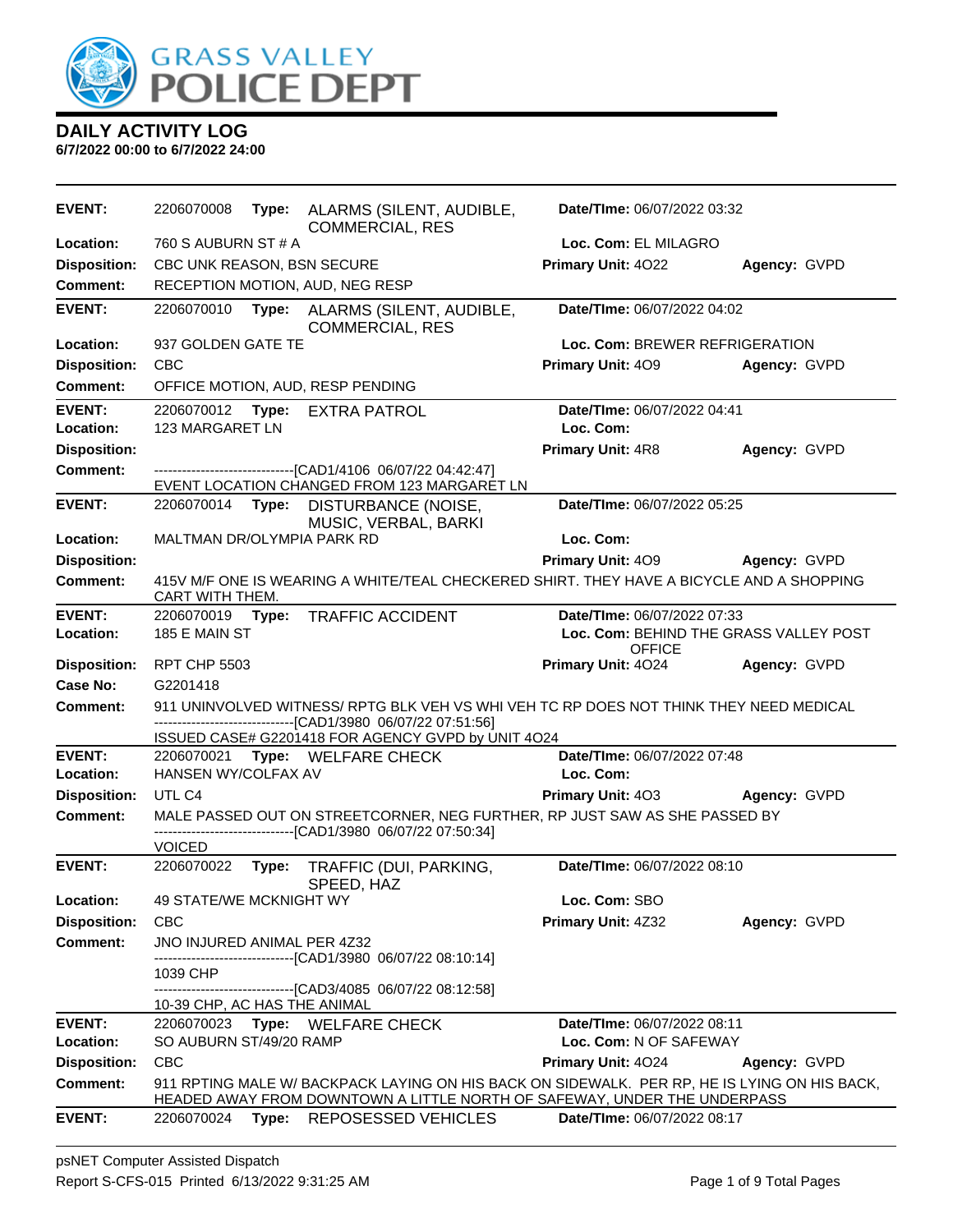# DAILY ACTIVITY LOG

**6/7/2022 00:00 to 6/7/2022 24:00**

---

**EVENT:** 2206070008 **Type:** ALARMS (SILENT, AUDIBLE, COMMERCIAL, RES **Date/TIme:** 06/07/2022 03:32
**Location:** 760 S AUBURN ST # A **Loc. Com:** EL MILAGRO
**Disposition:** CBC UNK REASON, BSN SECURE **Primary Unit:** 4O22 **Agency:** GVPD
**Comment:** RECEPTION MOTION, AUD, NEG RESP

---

**EVENT:** 2206070010 **Type:** ALARMS (SILENT, AUDIBLE, COMMERCIAL, RES **Date/TIme:** 06/07/2022 04:02
**Location:** 937 GOLDEN GATE TE **Loc. Com:** BREWER REFRIGERATION
**Disposition:** CBC **Primary Unit:** 4O9 **Agency:** GVPD
**Comment:** OFFICE MOTION, AUD, RESP PENDING

---

**EVENT:** 2206070012 **Type:** EXTRA PATROL **Date/TIme:** 06/07/2022 04:41
**Location:** 123 MARGARET LN **Loc. Com:**
**Disposition:** **Primary Unit:** 4R8 **Agency:** GVPD
**Comment:** ------------------------------[CAD1/4106 06/07/22 04:42:47]
EVENT LOCATION CHANGED FROM 123 MARGARET LN

---

**EVENT:** 2206070014 **Type:** DISTURBANCE (NOISE, MUSIC, VERBAL, BARKI **Date/TIme:** 06/07/2022 05:25
**Location:** MALTMAN DR/OLYMPIA PARK RD **Loc. Com:**
**Disposition:** **Primary Unit:** 4O9 **Agency:** GVPD
**Comment:** 415V M/F ONE IS WEARING A WHITE/TEAL CHECKERED SHIRT. THEY HAVE A BICYCLE AND A SHOPPING CART WITH THEM.

---

**EVENT:** 2206070019 **Type:** TRAFFIC ACCIDENT **Date/TIme:** 06/07/2022 07:33
**Location:** 185 E MAIN ST **Loc. Com:** BEHIND THE GRASS VALLEY POST OFFICE
**Disposition:** RPT CHP 5503 **Primary Unit:** 4O24 **Agency:** GVPD
**Case No:** G2201418
**Comment:** 911 UNINVOLVED WITNESS/ RPTG BLK VEH VS WHI VEH TC RP DOES NOT THINK THEY NEED MEDICAL
------------------------------[CAD1/3980 06/07/22 07:51:56]
ISSUED CASE# G2201418 FOR AGENCY GVPD by UNIT 4O24

---

**EVENT:** 2206070021 **Type:** WELFARE CHECK **Date/TIme:** 06/07/2022 07:48
**Location:** HANSEN WY/COLFAX AV **Loc. Com:**
**Disposition:** UTL C4 **Primary Unit:** 4O3 **Agency:** GVPD
**Comment:** MALE PASSED OUT ON STREETCORNER, NEG FURTHER, RP JUST SAW AS SHE PASSED BY
------------------------------[CAD1/3980 06/07/22 07:50:34]
VOICED

---

**EVENT:** 2206070022 **Type:** TRAFFIC (DUI, PARKING, SPEED, HAZ **Date/TIme:** 06/07/2022 08:10
**Location:** 49 STATE/WE MCKNIGHT WY **Loc. Com:** SBO
**Disposition:** CBC **Primary Unit:** 4Z32 **Agency:** GVPD
**Comment:** JNO INJURED ANIMAL PER 4Z32
------------------------------[CAD1/3980 06/07/22 08:10:14]
1039 CHP
------------------------------[CAD3/4085 06/07/22 08:12:58]
10-39 CHP, AC HAS THE ANIMAL

---

**EVENT:** 2206070023 **Type:** WELFARE CHECK **Date/TIme:** 06/07/2022 08:11
**Location:** SO AUBURN ST/49/20 RAMP **Loc. Com:** N OF SAFEWAY
**Disposition:** CBC **Primary Unit:** 4O24 **Agency:** GVPD
**Comment:** 911 RPTING MALE W/ BACKPACK LAYING ON HIS BACK ON SIDEWALK. PER RP, HE IS LYING ON HIS BACK, HEADED AWAY FROM DOWNTOWN A LITTLE NORTH OF SAFEWAY, UNDER THE UNDERPASS

---

**EVENT:** 2206070024 **Type:** REPOSESSED VEHICLES **Date/TIme:** 06/07/2022 08:17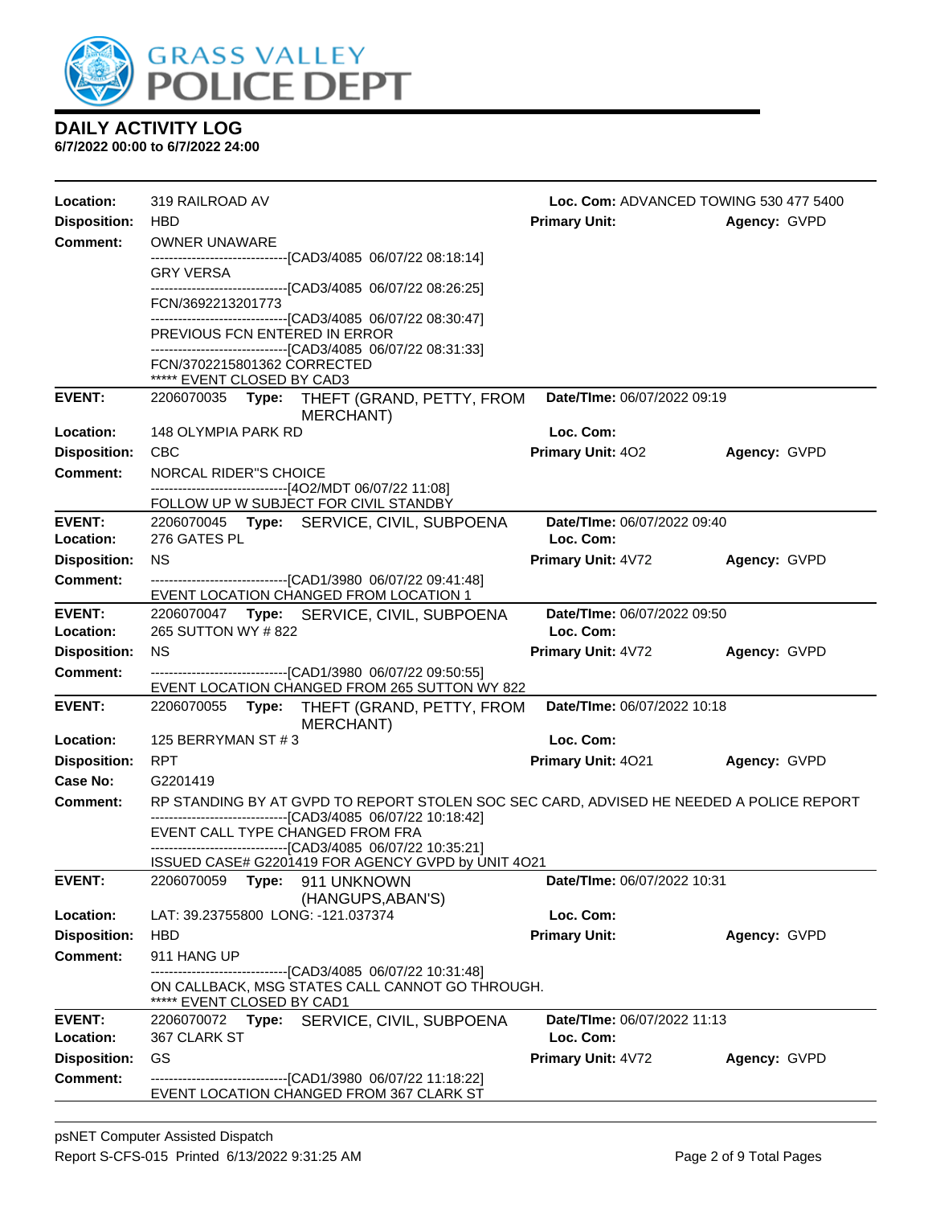# DAILY ACTIVITY LOG

**6/7/2022 00:00 to 6/7/2022 24:00**

**Location:** 319 RAILROAD AV | **Loc. Com:** ADVANCED TOWING 530 477 5400
**Disposition:** HBD | **Primary Unit:** | **Agency:** GVPD
**Comment:** OWNER UNAWARE
------------------------------[CAD3/4085 06/07/22 08:18:14]
GRY VERSA
------------------------------[CAD3/4085 06/07/22 08:26:25]
FCN/3692213201773
------------------------------[CAD3/4085 06/07/22 08:30:47]
PREVIOUS FCN ENTERED IN ERROR
------------------------------[CAD3/4085 06/07/22 08:31:33]
FCN/3702215801362 CORRECTED
***** EVENT CLOSED BY CAD3

---

**EVENT:** 2206070035 **Type:** THEFT (GRAND, PETTY, FROM MERCHANT) | **Date/TIme:** 06/07/2022 09:19
**Location:** 148 OLYMPIA PARK RD | **Loc. Com:**
**Disposition:** CBC | **Primary Unit:** 4O2 | **Agency:** GVPD
**Comment:** NORCAL RIDER"S CHOICE
------------------------------[4O2/MDT 06/07/22 11:08]
FOLLOW UP W SUBJECT FOR CIVIL STANDBY

---

**EVENT:** 2206070045 **Type:** SERVICE, CIVIL, SUBPOENA | **Date/TIme:** 06/07/2022 09:40
**Location:** 276 GATES PL | **Loc. Com:**
**Disposition:** NS | **Primary Unit:** 4V72 | **Agency:** GVPD
**Comment:** ------------------------------[CAD1/3980 06/07/22 09:41:48]
EVENT LOCATION CHANGED FROM LOCATION 1

---

**EVENT:** 2206070047 **Type:** SERVICE, CIVIL, SUBPOENA | **Date/TIme:** 06/07/2022 09:50
**Location:** 265 SUTTON WY # 822 | **Loc. Com:**
**Disposition:** NS | **Primary Unit:** 4V72 | **Agency:** GVPD
**Comment:** ------------------------------[CAD1/3980 06/07/22 09:50:55]
EVENT LOCATION CHANGED FROM 265 SUTTON WY 822

---

**EVENT:** 2206070055 **Type:** THEFT (GRAND, PETTY, FROM MERCHANT) | **Date/TIme:** 06/07/2022 10:18
**Location:** 125 BERRYMAN ST # 3 | **Loc. Com:**
**Disposition:** RPT | **Primary Unit:** 4O21 | **Agency:** GVPD
**Case No:** G2201419
**Comment:** RP STANDING BY AT GVPD TO REPORT STOLEN SOC SEC CARD, ADVISED HE NEEDED A POLICE REPORT
------------------------------[CAD3/4085 06/07/22 10:18:42]
EVENT CALL TYPE CHANGED FROM FRA
------------------------------[CAD3/4085 06/07/22 10:35:21]
ISSUED CASE# G2201419 FOR AGENCY GVPD by UNIT 4O21

---

**EVENT:** 2206070059 **Type:** 911 UNKNOWN (HANGUPS,ABAN'S) | **Date/TIme:** 06/07/2022 10:31
**Location:** LAT: 39.23755800 LONG: -121.037374 | **Loc. Com:**
**Disposition:** HBD | **Primary Unit:** | **Agency:** GVPD
**Comment:** 911 HANG UP
------------------------------[CAD3/4085 06/07/22 10:31:48]
ON CALLBACK, MSG STATES CALL CANNOT GO THROUGH.
***** EVENT CLOSED BY CAD1

---

**EVENT:** 2206070072 **Type:** SERVICE, CIVIL, SUBPOENA | **Date/TIme:** 06/07/2022 11:13
**Location:** 367 CLARK ST | **Loc. Com:**
**Disposition:** GS | **Primary Unit:** 4V72 | **Agency:** GVPD
**Comment:** ------------------------------[CAD1/3980 06/07/22 11:18:22]
EVENT LOCATION CHANGED FROM 367 CLARK ST

---

psNET Computer Assisted Dispatch
Report S-CFS-015 Printed 6/13/2022 9:31:25 AM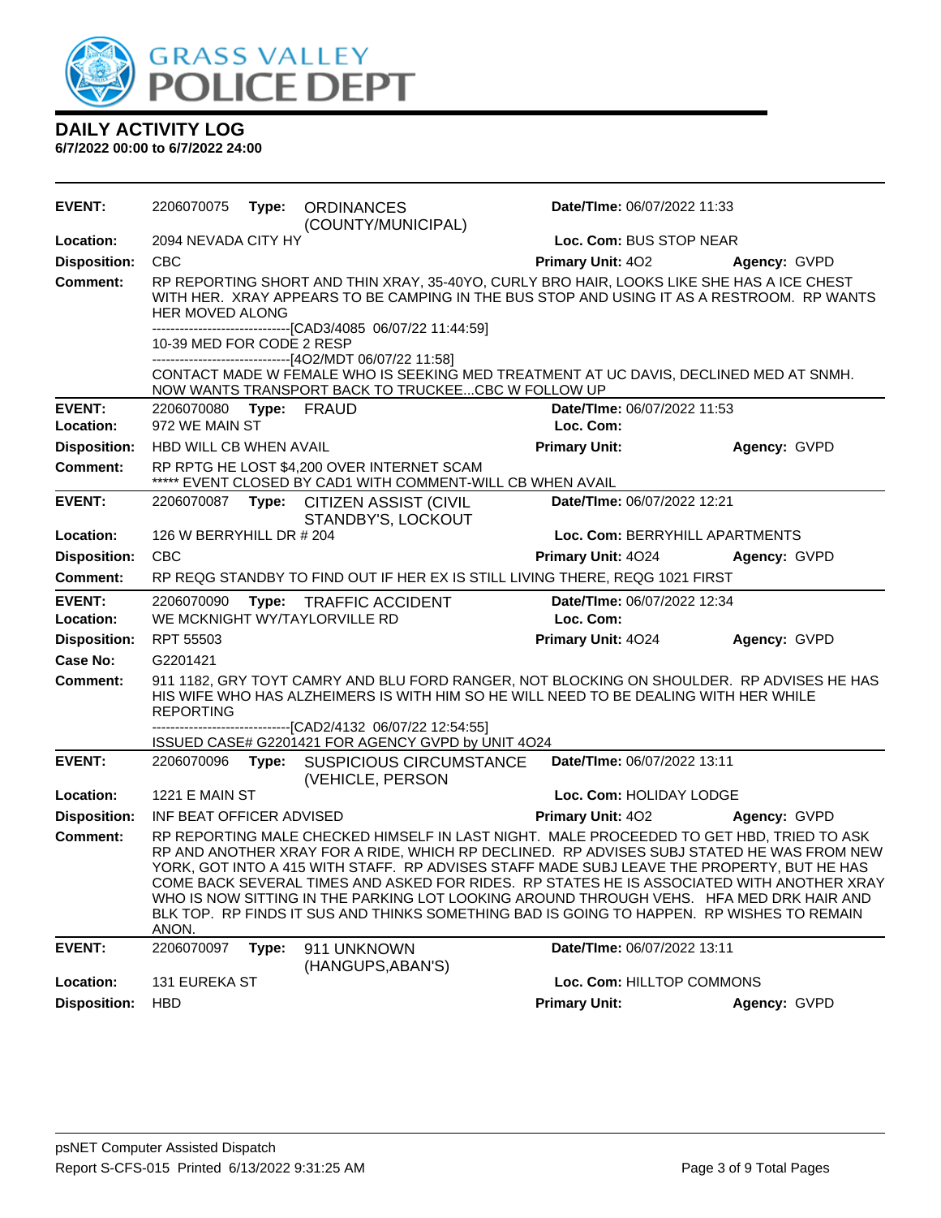# DAILY ACTIVITY LOG

**6/7/2022 00:00 to 6/7/2022 24:00**

---

**EVENT:** 2206070075 **Type:** ORDINANCES (COUNTY/MUNICIPAL) **Date/TIme:** 06/07/2022 11:33

**Location:** 2094 NEVADA CITY HY **Loc. Com:** BUS STOP NEAR

**Disposition:** CBC **Primary Unit:** 4O2 **Agency:** GVPD

**Comment:** RP REPORTING SHORT AND THIN XRAY, 35-40YO, CURLY BRO HAIR, LOOKS LIKE SHE HAS A ICE CHEST WITH HER. XRAY APPEARS TO BE CAMPING IN THE BUS STOP AND USING IT AS A RESTROOM. RP WANTS HER MOVED ALONG

------------------------------[CAD3/4085 06/07/22 11:44:59]

10-39 MED FOR CODE 2 RESP

------------------------------[4O2/MDT 06/07/22 11:58]

CONTACT MADE W FEMALE WHO IS SEEKING MED TREATMENT AT UC DAVIS, DECLINED MED AT SNMH. NOW WANTS TRANSPORT BACK TO TRUCKEE...CBC W FOLLOW UP

---

**EVENT:** 2206070080 **Type:** FRAUD **Date/TIme:** 06/07/2022 11:53

**Location:** 972 WE MAIN ST **Loc. Com:**

**Disposition:** HBD WILL CB WHEN AVAIL **Primary Unit:** **Agency:** GVPD

**Comment:** RP RPTG HE LOST $4,200 OVER INTERNET SCAM

***** EVENT CLOSED BY CAD1 WITH COMMENT-WILL CB WHEN AVAIL

---

**EVENT:** 2206070087 **Type:** CITIZEN ASSIST (CIVIL STANDBY'S, LOCKOUT **Date/TIme:** 06/07/2022 12:21

**Location:** 126 W BERRYHILL DR # 204 **Loc. Com:** BERRYHILL APARTMENTS

**Disposition:** CBC **Primary Unit:** 4O24 **Agency:** GVPD

**Comment:** RP REQG STANDBY TO FIND OUT IF HER EX IS STILL LIVING THERE, REQG 1021 FIRST

---

**EVENT:** 2206070090 **Type:** TRAFFIC ACCIDENT **Date/TIme:** 06/07/2022 12:34

**Location:** WE MCKNIGHT WY/TAYLORVILLE RD **Loc. Com:**

**Disposition:** RPT 55503 **Primary Unit:** 4O24 **Agency:** GVPD

**Case No:** G2201421

**Comment:** 911 1182, GRY TOYT CAMRY AND BLU FORD RANGER, NOT BLOCKING ON SHOULDER. RP ADVISES HE HAS HIS WIFE WHO HAS ALZHEIMERS IS WITH HIM SO HE WILL NEED TO BE DEALING WITH HER WHILE REPORTING

------------------------------[CAD2/4132 06/07/22 12:54:55]

ISSUED CASE# G2201421 FOR AGENCY GVPD by UNIT 4O24

---

**EVENT:** 2206070096 **Type:** SUSPICIOUS CIRCUMSTANCE (VEHICLE, PERSON **Date/TIme:** 06/07/2022 13:11

**Location:** 1221 E MAIN ST **Loc. Com:** HOLIDAY LODGE

**Disposition:** INF BEAT OFFICER ADVISED **Primary Unit:** 4O2 **Agency:** GVPD

**Comment:** RP REPORTING MALE CHECKED HIMSELF IN LAST NIGHT. MALE PROCEEDED TO GET HBD, TRIED TO ASK RP AND ANOTHER XRAY FOR A RIDE, WHICH RP DECLINED. RP ADVISES SUBJ STATED HE WAS FROM NEW YORK, GOT INTO A 415 WITH STAFF. RP ADVISES STAFF MADE SUBJ LEAVE THE PROPERTY, BUT HE HAS COME BACK SEVERAL TIMES AND ASKED FOR RIDES. RP STATES HE IS ASSOCIATED WITH ANOTHER XRAY WHO IS NOW SITTING IN THE PARKING LOT LOOKING AROUND THROUGH VEHS. HFA MED DRK HAIR AND BLK TOP. RP FINDS IT SUS AND THINKS SOMETHING BAD IS GOING TO HAPPEN. RP WISHES TO REMAIN ANON.

---

**EVENT:** 2206070097 **Type:** 911 UNKNOWN (HANGUPS,ABAN'S) **Date/TIme:** 06/07/2022 13:11

**Location:** 131 EUREKA ST **Loc. Com:** HILLTOP COMMONS

**Disposition:** HBD **Primary Unit:** **Agency:** GVPD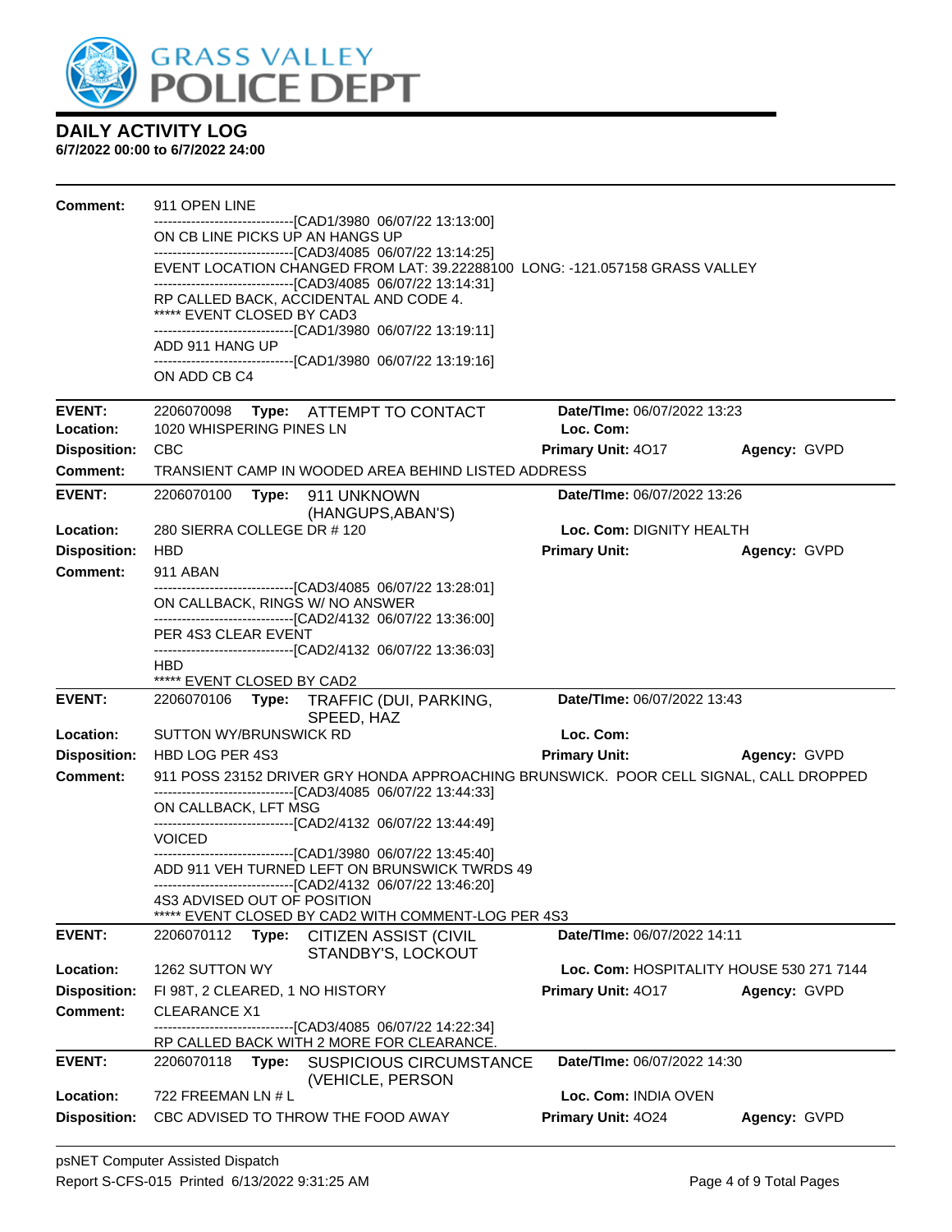# DAILY ACTIVITY LOG

**6/7/2022 00:00 to 6/7/2022 24:00**

**Comment:** 911 OPEN LINE
------------------------------[CAD1/3980 06/07/22 13:13:00]
ON CB LINE PICKS UP AN HANGS UP
------------------------------[CAD3/4085 06/07/22 13:14:25]
EVENT LOCATION CHANGED FROM LAT: 39.22288100 LONG: -121.057158 GRASS VALLEY
------------------------------[CAD3/4085 06/07/22 13:14:31]
RP CALLED BACK, ACCIDENTAL AND CODE 4.
***** EVENT CLOSED BY CAD3
------------------------------[CAD1/3980 06/07/22 13:19:11]
ADD 911 HANG UP
------------------------------[CAD1/3980 06/07/22 13:19:16]
ON ADD CB C4

---

**EVENT:** 2206070098 **Type:** ATTEMPT TO CONTACT **Date/TIme:** 06/07/2022 13:23
**Location:** 1020 WHISPERING PINES LN **Loc. Com:**
**Disposition:** CBC **Primary Unit:** 4O17 **Agency:** GVPD
**Comment:** TRANSIENT CAMP IN WOODED AREA BEHIND LISTED ADDRESS

---

**EVENT:** 2206070100 **Type:** 911 UNKNOWN (HANGUPS,ABAN'S) **Date/TIme:** 06/07/2022 13:26
**Location:** 280 SIERRA COLLEGE DR # 120 **Loc. Com:** DIGNITY HEALTH
**Disposition:** HBD **Primary Unit:** **Agency:** GVPD
**Comment:** 911 ABAN
------------------------------[CAD3/4085 06/07/22 13:28:01]
ON CALLBACK, RINGS W/ NO ANSWER
------------------------------[CAD2/4132 06/07/22 13:36:00]
PER 4S3 CLEAR EVENT
------------------------------[CAD2/4132 06/07/22 13:36:03]
HBD
***** EVENT CLOSED BY CAD2

---

**EVENT:** 2206070106 **Type:** TRAFFIC (DUI, PARKING, SPEED, HAZ **Date/TIme:** 06/07/2022 13:43
**Location:** SUTTON WY/BRUNSWICK RD **Loc. Com:**
**Disposition:** HBD LOG PER 4S3 **Primary Unit:** **Agency:** GVPD
**Comment:** 911 POSS 23152 DRIVER GRY HONDA APPROACHING BRUNSWICK. POOR CELL SIGNAL, CALL DROPPED
------------------------------[CAD3/4085 06/07/22 13:44:33]
ON CALLBACK, LFT MSG
------------------------------[CAD2/4132 06/07/22 13:44:49]
VOICED
------------------------------[CAD1/3980 06/07/22 13:45:40]
ADD 911 VEH TURNED LEFT ON BRUNSWICK TWRDS 49
------------------------------[CAD2/4132 06/07/22 13:46:20]
4S3 ADVISED OUT OF POSITION
***** EVENT CLOSED BY CAD2 WITH COMMENT-LOG PER 4S3

---

**EVENT:** 2206070112 **Type:** CITIZEN ASSIST (CIVIL STANDBY'S, LOCKOUT **Date/TIme:** 06/07/2022 14:11
**Location:** 1262 SUTTON WY **Loc. Com:** HOSPITALITY HOUSE 530 271 7144
**Disposition:** FI 98T, 2 CLEARED, 1 NO HISTORY **Primary Unit:** 4O17 **Agency:** GVPD
**Comment:** CLEARANCE X1
------------------------------[CAD3/4085 06/07/22 14:22:34]
RP CALLED BACK WITH 2 MORE FOR CLEARANCE.

---

**EVENT:** 2206070118 **Type:** SUSPICIOUS CIRCUMSTANCE (VEHICLE, PERSON **Date/TIme:** 06/07/2022 14:30
**Location:** 722 FREEMAN LN # L **Loc. Com:** INDIA OVEN
**Disposition:** CBC ADVISED TO THROW THE FOOD AWAY **Primary Unit:** 4O24 **Agency:** GVPD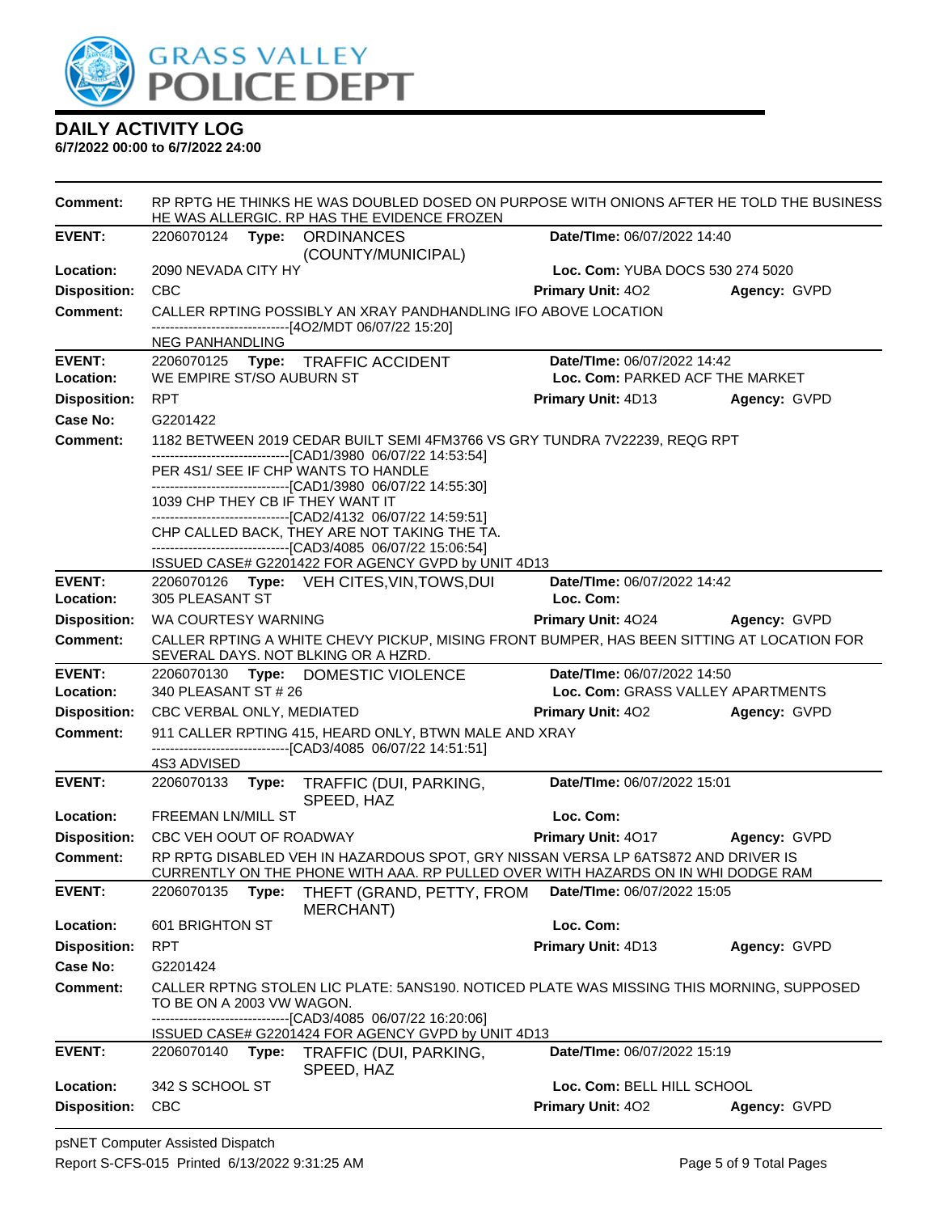**DAILY ACTIVITY LOG**
**6/7/2022 00:00 to 6/7/2022 24:00**

**Comment:** RP RPTG HE THINKS HE WAS DOUBLED DOSED ON PURPOSE WITH ONIONS AFTER HE TOLD THE BUSINESS HE WAS ALLERGIC. RP HAS THE EVIDENCE FROZEN

---

**EVENT:** 2206070124 **Type:** ORDINANCES (COUNTY/MUNICIPAL) **Date/TIme:** 06/07/2022 14:40
**Location:** 2090 NEVADA CITY HY **Loc. Com:** YUBA DOCS 530 274 5020
**Disposition:** CBC **Primary Unit:** 4O2 **Agency:** GVPD
**Comment:** CALLER RPTING POSSIBLY AN XRAY PANDHANDLING IFO ABOVE LOCATION
------------------------------[4O2/MDT 06/07/22 15:20]
NEG PANHANDLING

---

**EVENT:** 2206070125 **Type:** TRAFFIC ACCIDENT **Date/TIme:** 06/07/2022 14:42
**Location:** WE EMPIRE ST/SO AUBURN ST **Loc. Com:** PARKED ACF THE MARKET
**Disposition:** RPT **Primary Unit:** 4D13 **Agency:** GVPD
**Case No:** G2201422
**Comment:** 1182 BETWEEN 2019 CEDAR BUILT SEMI 4FM3766 VS GRY TUNDRA 7V22239, REQG RPT
------------------------------[CAD1/3980 06/07/22 14:53:54]
PER 4S1/ SEE IF CHP WANTS TO HANDLE
------------------------------[CAD1/3980 06/07/22 14:55:30]
1039 CHP THEY CB IF THEY WANT IT
------------------------------[CAD2/4132 06/07/22 14:59:51]
CHP CALLED BACK, THEY ARE NOT TAKING THE TA.
------------------------------[CAD3/4085 06/07/22 15:06:54]
ISSUED CASE# G2201422 FOR AGENCY GVPD by UNIT 4D13

---

**EVENT:** 2206070126 **Type:** VEH CITES,VIN,TOWS,DUI **Date/TIme:** 06/07/2022 14:42
**Location:** 305 PLEASANT ST **Loc. Com:**
**Disposition:** WA COURTESY WARNING **Primary Unit:** 4O24 **Agency:** GVPD
**Comment:** CALLER RPTING A WHITE CHEVY PICKUP, MISING FRONT BUMPER, HAS BEEN SITTING AT LOCATION FOR SEVERAL DAYS. NOT BLKING OR A HZRD.

---

**EVENT:** 2206070130 **Type:** DOMESTIC VIOLENCE **Date/TIme:** 06/07/2022 14:50
**Location:** 340 PLEASANT ST # 26 **Loc. Com:** GRASS VALLEY APARTMENTS
**Disposition:** CBC VERBAL ONLY, MEDIATED **Primary Unit:** 4O2 **Agency:** GVPD
**Comment:** 911 CALLER RPTING 415, HEARD ONLY, BTWN MALE AND XRAY
------------------------------[CAD3/4085 06/07/22 14:51:51]
4S3 ADVISED

---

**EVENT:** 2206070133 **Type:** TRAFFIC (DUI, PARKING, SPEED, HAZ **Date/TIme:** 06/07/2022 15:01
**Location:** FREEMAN LN/MILL ST **Loc. Com:**
**Disposition:** CBC VEH OOUT OF ROADWAY **Primary Unit:** 4O17 **Agency:** GVPD
**Comment:** RP RPTG DISABLED VEH IN HAZARDOUS SPOT, GRY NISSAN VERSA LP 6ATS872 AND DRIVER IS CURRENTLY ON THE PHONE WITH AAA. RP PULLED OVER WITH HAZARDS ON IN WHI DODGE RAM

---

**EVENT:** 2206070135 **Type:** THEFT (GRAND, PETTY, FROM MERCHANT) **Date/TIme:** 06/07/2022 15:05
**Location:** 601 BRIGHTON ST **Loc. Com:**
**Disposition:** RPT **Primary Unit:** 4D13 **Agency:** GVPD
**Case No:** G2201424
**Comment:** CALLER RPTNG STOLEN LIC PLATE: 5ANS190. NOTICED PLATE WAS MISSING THIS MORNING, SUPPOSED TO BE ON A 2003 VW WAGON.
------------------------------[CAD3/4085 06/07/22 16:20:06]
ISSUED CASE# G2201424 FOR AGENCY GVPD by UNIT 4D13

---

**EVENT:** 2206070140 **Type:** TRAFFIC (DUI, PARKING, SPEED, HAZ **Date/TIme:** 06/07/2022 15:19
**Location:** 342 S SCHOOL ST **Loc. Com:** BELL HILL SCHOOL
**Disposition:** CBC **Primary Unit:** 4O2 **Agency:** GVPD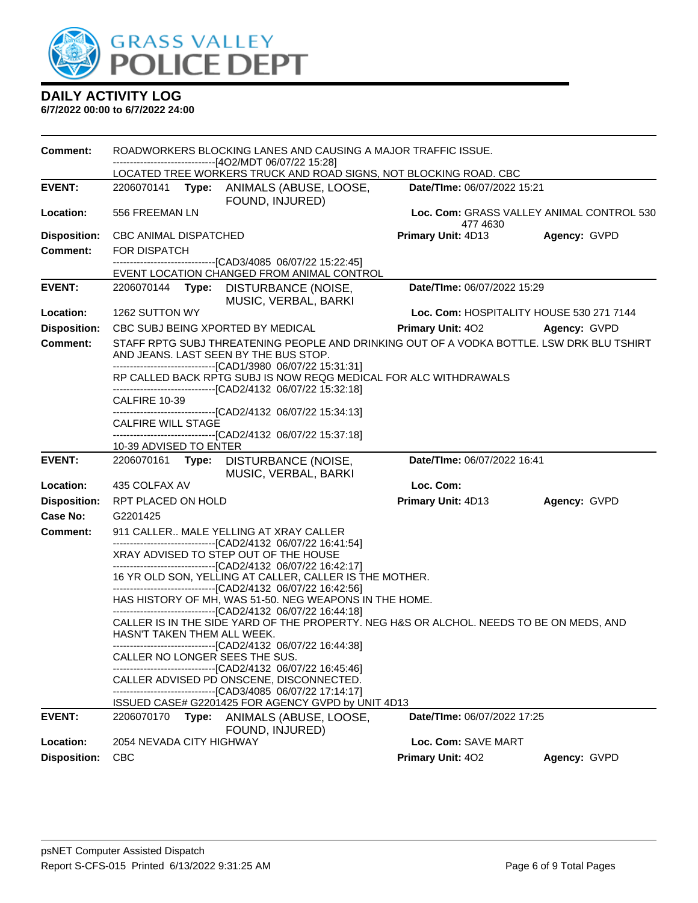# DAILY ACTIVITY LOG

**6/7/2022 00:00 to 6/7/2022 24:00**

**Comment:** ROADWORKERS BLOCKING LANES AND CAUSING A MAJOR TRAFFIC ISSUE.
------------------------------[4O2/MDT 06/07/22 15:28]
LOCATED TREE WORKERS TRUCK AND ROAD SIGNS, NOT BLOCKING ROAD. CBC

---

**EVENT:** 2206070141 **Type:** ANIMALS (ABUSE, LOOSE, FOUND, INJURED) **Date/TIme:** 06/07/2022 15:21

**Location:** 556 FREEMAN LN **Loc. Com:** GRASS VALLEY ANIMAL CONTROL 530 477 4630

**Disposition:** CBC ANIMAL DISPATCHED **Primary Unit:** 4D13 **Agency:** GVPD

**Comment:** FOR DISPATCH
------------------------------[CAD3/4085 06/07/22 15:22:45]
EVENT LOCATION CHANGED FROM ANIMAL CONTROL

---

**EVENT:** 2206070144 **Type:** DISTURBANCE (NOISE, MUSIC, VERBAL, BARKI **Date/TIme:** 06/07/2022 15:29

**Location:** 1262 SUTTON WY **Loc. Com:** HOSPITALITY HOUSE 530 271 7144

**Disposition:** CBC SUBJ BEING XPORTED BY MEDICAL **Primary Unit:** 4O2 **Agency:** GVPD

**Comment:** STAFF RPTG SUBJ THREATENING PEOPLE AND DRINKING OUT OF A VODKA BOTTLE. LSW DRK BLU TSHIRT AND JEANS. LAST SEEN BY THE BUS STOP.
------------------------------[CAD1/3980 06/07/22 15:31:31]
RP CALLED BACK RPTG SUBJ IS NOW REQG MEDICAL FOR ALC WITHDRAWALS
------------------------------[CAD2/4132 06/07/22 15:32:18]
CALFIRE 10-39
------------------------------[CAD2/4132 06/07/22 15:34:13]
CALFIRE WILL STAGE
------------------------------[CAD2/4132 06/07/22 15:37:18]
10-39 ADVISED TO ENTER

---

**EVENT:** 2206070161 **Type:** DISTURBANCE (NOISE, MUSIC, VERBAL, BARKI **Date/TIme:** 06/07/2022 16:41

**Location:** 435 COLFAX AV **Loc. Com:**

**Disposition:** RPT PLACED ON HOLD **Primary Unit:** 4D13 **Agency:** GVPD

**Case No:** G2201425

**Comment:** 911 CALLER.. MALE YELLING AT XRAY CALLER
------------------------------[CAD2/4132 06/07/22 16:41:54]
XRAY ADVISED TO STEP OUT OF THE HOUSE
------------------------------[CAD2/4132 06/07/22 16:42:17]
16 YR OLD SON, YELLING AT CALLER, CALLER IS THE MOTHER.
------------------------------[CAD2/4132 06/07/22 16:42:56]
HAS HISTORY OF MH, WAS 51-50. NEG WEAPONS IN THE HOME.
------------------------------[CAD2/4132 06/07/22 16:44:18]
CALLER IS IN THE SIDE YARD OF THE PROPERTY. NEG H&S OR ALCHOL. NEEDS TO BE ON MEDS, AND HASN'T TAKEN THEM ALL WEEK.
------------------------------[CAD2/4132 06/07/22 16:44:38]
CALLER NO LONGER SEES THE SUS.
------------------------------[CAD2/4132 06/07/22 16:45:46]
CALLER ADVISED PD ONSCENE, DISCONNECTED.
------------------------------[CAD3/4085 06/07/22 17:14:17]
ISSUED CASE# G2201425 FOR AGENCY GVPD by UNIT 4D13

---

**EVENT:** 2206070170 **Type:** ANIMALS (ABUSE, LOOSE, FOUND, INJURED) **Date/TIme:** 06/07/2022 17:25

**Location:** 2054 NEVADA CITY HIGHWAY **Loc. Com:** SAVE MART

**Disposition:** CBC **Primary Unit:** 4O2 **Agency:** GVPD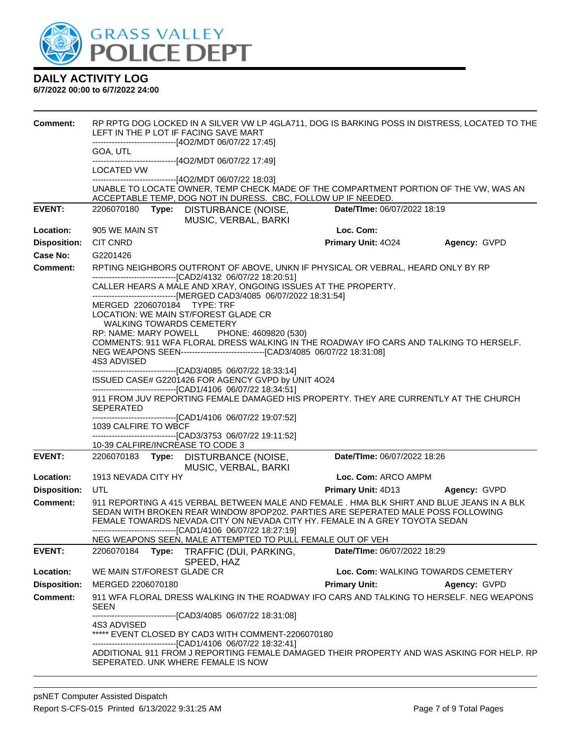# GRASS VALLEY POLICE DEPT

## DAILY ACTIVITY LOG

**6/7/2022 00:00 to 6/7/2022 24:00**

**Comment:** RP RPTG DOG LOCKED IN A SILVER VW LP 4GLA711, DOG IS BARKING POSS IN DISTRESS, LOCATED TO THE LEFT IN THE P LOT IF FACING SAVE MART

------------------------------[4O2/MDT 06/07/22 17:45]

GOA, UTL

------------------------------[4O2/MDT 06/07/22 17:49]

LOCATED VW

------------------------------[4O2/MDT 06/07/22 18:03]

UNABLE TO LOCATE OWNER, TEMP CHECK MADE OF THE COMPARTMENT PORTION OF THE VW, WAS AN ACCEPTABLE TEMP, DOG NOT IN DURESS. CBC, FOLLOW UP IF NEEDED.

---

**EVENT:** 2206070180 **Type:** DISTURBANCE (NOISE, MUSIC, VERBAL, BARKI **Date/TIme:** 06/07/2022 18:19

**Location:** 905 WE MAIN ST **Loc. Com:**

**Disposition:** CIT CNRD **Primary Unit:** 4O24 **Agency:** GVPD

**Case No:** G2201426

**Comment:** RPTING NEIGHBORS OUTFRONT OF ABOVE, UNKN IF PHYSICAL OR VEBRAL, HEARD ONLY BY RP

------------------------------[CAD2/4132 06/07/22 18:20:51]

CALLER HEARS A MALE AND XRAY, ONGOING ISSUES AT THE PROPERTY.

------------------------------[MERGED CAD3/4085 06/07/2022 18:31:54]

MERGED 2206070184 TYPE: TRF

LOCATION: WE MAIN ST/FOREST GLADE CR

WALKING TOWARDS CEMETERY

RP: NAME: MARY POWELL PHONE: 4609820 (530)

COMMENTS: 911 WFA FLORAL DRESS WALKING IN THE ROADWAY IFO CARS AND TALKING TO HERSELF. NEG WEAPONS SEEN------------------------------[CAD3/4085 06/07/22 18:31:08]

4S3 ADVISED

------------------------------[CAD3/4085 06/07/22 18:33:14]

ISSUED CASE# G2201426 FOR AGENCY GVPD by UNIT 4O24

------------------------------[CAD1/4106 06/07/22 18:34:51]

911 FROM JUV REPORTING FEMALE DAMAGED HIS PROPERTY. THEY ARE CURRENTLY AT THE CHURCH SEPERATED

------------------------------[CAD1/4106 06/07/22 19:07:52]

1039 CALFIRE TO WBCF

------------------------------[CAD3/3753 06/07/22 19:11:52]

10-39 CALFIRE/INCREASE TO CODE 3

---

**EVENT:** 2206070183 **Type:** DISTURBANCE (NOISE, MUSIC, VERBAL, BARKI **Date/TIme:** 06/07/2022 18:26

**Location:** 1913 NEVADA CITY HY **Loc. Com:** ARCO AMPM

**Disposition:** UTL **Primary Unit:** 4D13 **Agency:** GVPD

**Comment:** 911 REPORTING A 415 VERBAL BETWEEN MALE AND FEMALE . HMA BLK SHIRT AND BLUE JEANS IN A BLK SEDAN WITH BROKEN REAR WINDOW 8POP202. PARTIES ARE SEPERATED MALE POSS FOLLOWING FEMALE TOWARDS NEVADA CITY ON NEVADA CITY HY. FEMALE IN A GREY TOYOTA SEDAN

------------------------------[CAD1/4106 06/07/22 18:27:19]

NEG WEAPONS SEEN, MALE ATTEMPTED TO PULL FEMALE OUT OF VEH

---

**EVENT:** 2206070184 **Type:** TRAFFIC (DUI, PARKING, SPEED, HAZ **Date/TIme:** 06/07/2022 18:29

**Location:** WE MAIN ST/FOREST GLADE CR **Loc. Com:** WALKING TOWARDS CEMETERY

**Disposition:** MERGED 2206070180 **Primary Unit:** **Agency:** GVPD

**Comment:** 911 WFA FLORAL DRESS WALKING IN THE ROADWAY IFO CARS AND TALKING TO HERSELF. NEG WEAPONS SEEN

------------------------------[CAD3/4085 06/07/22 18:31:08]

4S3 ADVISED

***** EVENT CLOSED BY CAD3 WITH COMMENT-2206070180

------------------------------[CAD1/4106 06/07/22 18:32:41]

ADDITIONAL 911 FROM J REPORTING FEMALE DAMAGED THEIR PROPERTY AND WAS ASKING FOR HELP. RP SEPERATED. UNK WHERE FEMALE IS NOW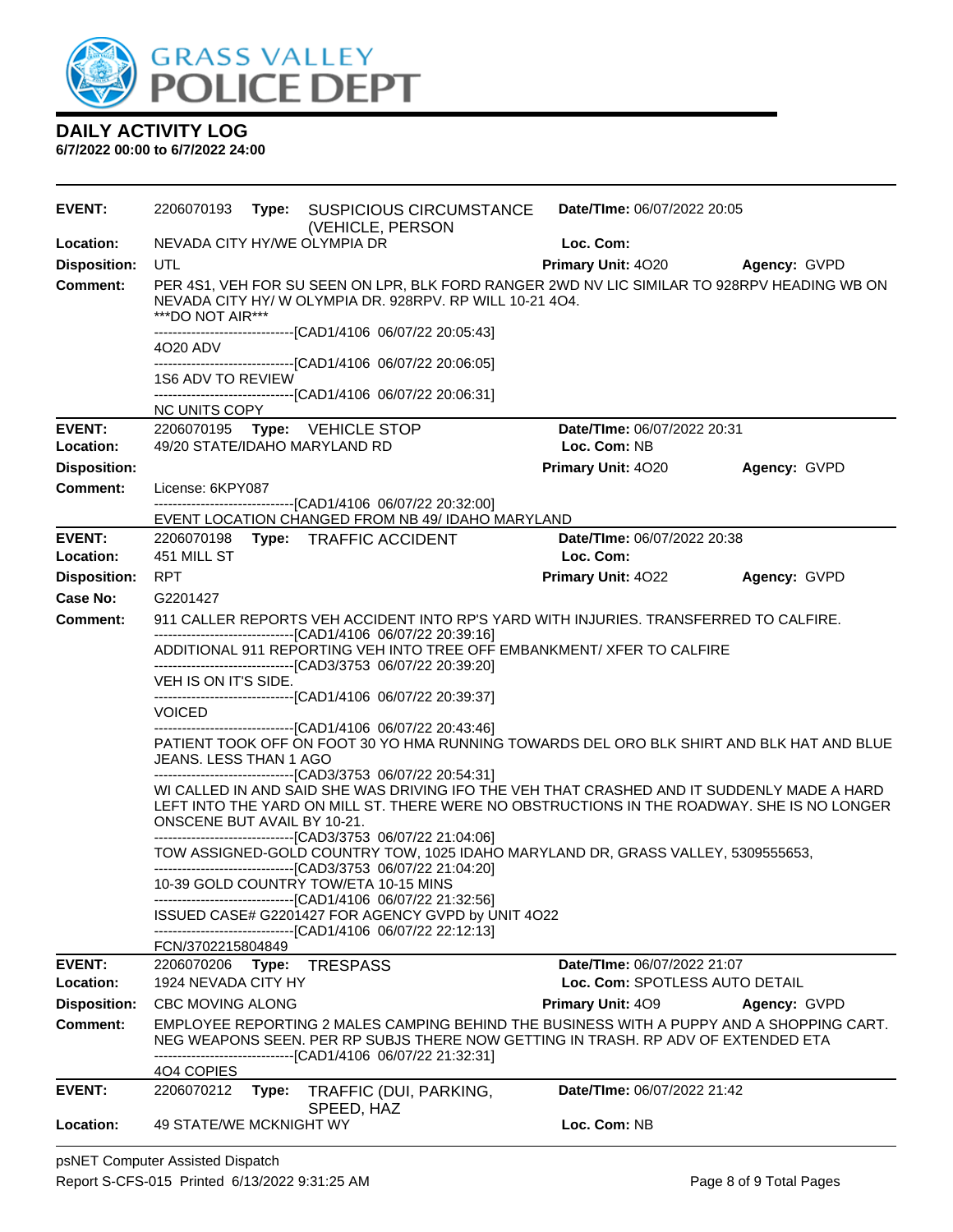GRASS VALLEY POLICE DEPT

## DAILY ACTIVITY LOG

**6/7/2022 00:00 to 6/7/2022 24:00**

---

**EVENT:** 2206070193 **Type:** SUSPICIOUS CIRCUMSTANCE (VEHICLE, PERSON **Date/TIme:** 06/07/2022 20:05
**Location:** NEVADA CITY HY/WE OLYMPIA DR **Loc. Com:**
**Disposition:** UTL **Primary Unit:** 4O20 **Agency:** GVPD
**Comment:** PER 4S1, VEH FOR SU SEEN ON LPR, BLK FORD RANGER 2WD NV LIC SIMILAR TO 928RPV HEADING WB ON NEVADA CITY HY/ W OLYMPIA DR. 928RPV. RP WILL 10-21 4O4.
***DO NOT AIR***
------------------------------[CAD1/4106 06/07/22 20:05:43]
4O20 ADV
------------------------------[CAD1/4106 06/07/22 20:06:05]
1S6 ADV TO REVIEW
------------------------------[CAD1/4106 06/07/22 20:06:31]
NC UNITS COPY

---

**EVENT:** 2206070195 **Type:** VEHICLE STOP **Date/TIme:** 06/07/2022 20:31
**Location:** 49/20 STATE/IDAHO MARYLAND RD **Loc. Com:** NB
**Disposition:** **Primary Unit:** 4O20 **Agency:** GVPD
**Comment:** License: 6KPY087
------------------------------[CAD1/4106 06/07/22 20:32:00]
EVENT LOCATION CHANGED FROM NB 49/ IDAHO MARYLAND

---

**EVENT:** 2206070198 **Type:** TRAFFIC ACCIDENT **Date/TIme:** 06/07/2022 20:38
**Location:** 451 MILL ST **Loc. Com:**
**Disposition:** RPT **Primary Unit:** 4O22 **Agency:** GVPD
**Case No:** G2201427
**Comment:** 911 CALLER REPORTS VEH ACCIDENT INTO RP'S YARD WITH INJURIES. TRANSFERRED TO CALFIRE.
------------------------------[CAD1/4106 06/07/22 20:39:16]
ADDITIONAL 911 REPORTING VEH INTO TREE OFF EMBANKMENT/ XFER TO CALFIRE
------------------------------[CAD3/3753 06/07/22 20:39:20]
VEH IS ON IT'S SIDE.
------------------------------[CAD1/4106 06/07/22 20:39:37]
VOICED
------------------------------[CAD1/4106 06/07/22 20:43:46]
PATIENT TOOK OFF ON FOOT 30 YO HMA RUNNING TOWARDS DEL ORO BLK SHIRT AND BLK HAT AND BLUE JEANS. LESS THAN 1 AGO
------------------------------[CAD3/3753 06/07/22 20:54:31]
WI CALLED IN AND SAID SHE WAS DRIVING IFO THE VEH THAT CRASHED AND IT SUDDENLY MADE A HARD LEFT INTO THE YARD ON MILL ST. THERE WERE NO OBSTRUCTIONS IN THE ROADWAY. SHE IS NO LONGER ONSCENE BUT AVAIL BY 10-21.
------------------------------[CAD3/3753 06/07/22 21:04:06]
TOW ASSIGNED-GOLD COUNTRY TOW, 1025 IDAHO MARYLAND DR, GRASS VALLEY, 5309555653,
------------------------------[CAD3/3753 06/07/22 21:04:20]
10-39 GOLD COUNTRY TOW/ETA 10-15 MINS
------------------------------[CAD1/4106 06/07/22 21:32:56]
ISSUED CASE# G2201427 FOR AGENCY GVPD by UNIT 4O22
------------------------------[CAD1/4106 06/07/22 22:12:13]
FCN/3702215804849

---

**EVENT:** 2206070206 **Type:** TRESPASS **Date/TIme:** 06/07/2022 21:07
**Location:** 1924 NEVADA CITY HY **Loc. Com:** SPOTLESS AUTO DETAIL
**Disposition:** CBC MOVING ALONG **Primary Unit:** 4O9 **Agency:** GVPD
**Comment:** EMPLOYEE REPORTING 2 MALES CAMPING BEHIND THE BUSINESS WITH A PUPPY AND A SHOPPING CART. NEG WEAPONS SEEN. PER RP SUBJS THERE NOW GETTING IN TRASH. RP ADV OF EXTENDED ETA
------------------------------[CAD1/4106 06/07/22 21:32:31]
4O4 COPIES

---

**EVENT:** 2206070212 **Type:** TRAFFIC (DUI, PARKING, SPEED, HAZ **Date/TIme:** 06/07/2022 21:42
**Location:** 49 STATE/WE MCKNIGHT WY **Loc. Com:** NB

---

psNET Computer Assisted Dispatch
Report S-CFS-015 Printed 6/13/2022 9:31:25 AM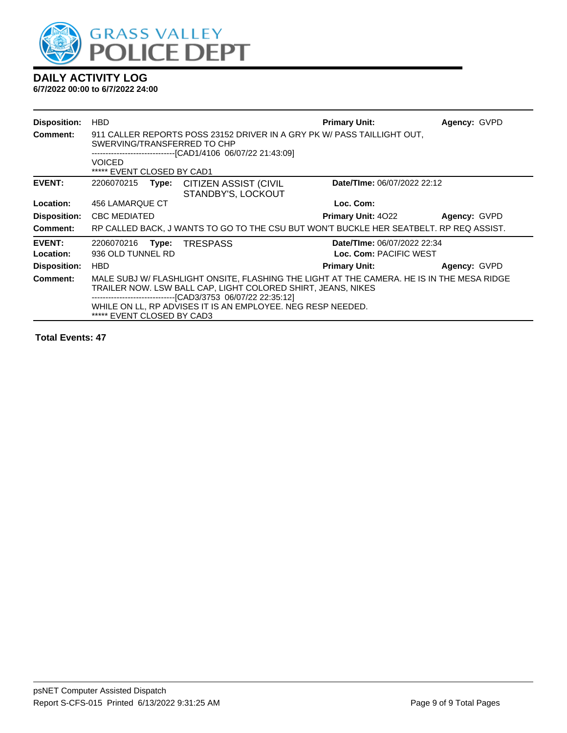GRASS VALLEY POLICE DEPT

## DAILY ACTIVITY LOG

**6/7/2022 00:00 to 6/7/2022 24:00**

**Disposition:** HBD **Primary Unit:** **Agency:** GVPD

**Comment:** 911 CALLER REPORTS POSS 23152 DRIVER IN A GRY PK W/ PASS TAILLIGHT OUT, SWERVING/TRANSFERRED TO CHP
------------------------------[CAD1/4106 06/07/22 21:43:09]
VOICED
***** EVENT CLOSED BY CAD1

---

**EVENT:** 2206070215 **Type:** CITIZEN ASSIST (CIVIL STANDBY'S, LOCKOUT **Date/TIme:** 06/07/2022 22:12

**Location:** 456 LAMARQUE CT **Loc. Com:**

**Disposition:** CBC MEDIATED **Primary Unit:** 4O22 **Agency:** GVPD

**Comment:** RP CALLED BACK, J WANTS TO GO TO THE CSU BUT WON'T BUCKLE HER SEATBELT. RP REQ ASSIST.

---

**EVENT:** 2206070216 **Type:** TRESPASS **Date/TIme:** 06/07/2022 22:34

**Location:** 936 OLD TUNNEL RD **Loc. Com:** PACIFIC WEST

**Disposition:** HBD **Primary Unit:** **Agency:** GVPD

**Comment:** MALE SUBJ W/ FLASHLIGHT ONSITE, FLASHING THE LIGHT AT THE CAMERA. HE IS IN THE MESA RIDGE TRAILER NOW. LSW BALL CAP, LIGHT COLORED SHIRT, JEANS, NIKES
------------------------------[CAD3/3753 06/07/22 22:35:12]
WHILE ON LL, RP ADVISES IT IS AN EMPLOYEE. NEG RESP NEEDED.
***** EVENT CLOSED BY CAD3

---

**Total Events: 47**

psNET Computer Assisted Dispatch
Report S-CFS-015 Printed 6/13/2022 9:31:25 AM